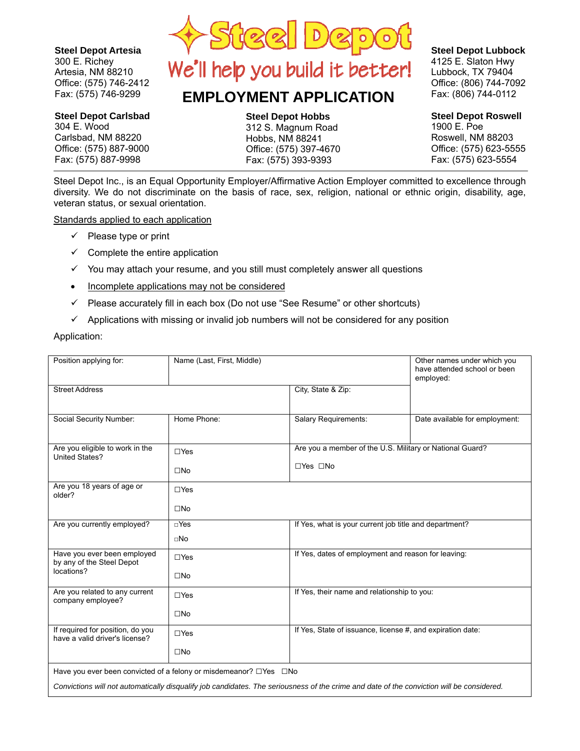**Steel Depot Artesia**
300 E. Richey
Artesia, NM 88210
Office: (575) 746-2412
Fax: (575) 746-9299

# Steel Depot

We'll help you build it better!

## EMPLOYMENT APPLICATION

**Steel Depot Lubbock**
4125 E. Slaton Hwy
Lubbock, TX 79404
Office: (806) 744-7092
Fax: (806) 744-0112

**Steel Depot Carlsbad**
304 E. Wood
Carlsbad, NM 88220
Office: (575) 887-9000
Fax: (575) 887-9998

**Steel Depot Hobbs**
312 S. Magnum Road
Hobbs, NM 88241
Office: (575) 397-4670
Fax: (575) 393-9393

**Steel Depot Roswell**
1900 E. Poe
Roswell, NM 88203
Office: (575) 623-5555
Fax: (575) 623-5554

Steel Depot Inc., is an Equal Opportunity Employer/Affirmative Action Employer committed to excellence through diversity. We do not discriminate on the basis of race, sex, religion, national or ethnic origin, disability, age, veteran status, or sexual orientation.

Standards applied to each application

- ✓ Please type or print
- ✓ Complete the entire application
- ✓ You may attach your resume, and you still must completely answer all questions
- Incomplete applications may not be considered
- ✓ Please accurately fill in each box (Do not use "See Resume" or other shortcuts)
- ✓ Applications with missing or invalid job numbers will not be considered for any position

Application:

| Position applying for: | Name (Last, First, Middle) | | Other names under which you have attended school or been employed: |
|---|---|---|---|
| Street Address | | City, State & Zip: | |
| Social Security Number: | Home Phone: | Salary Requirements: | Date available for employment: |
| Are you eligible to work in the United States? | ☐Yes ☐No | Are you a member of the U.S. Military or National Guard? ☐Yes ☐No | |
| Are you 18 years of age or older? | ☐Yes ☐No | | |
| Are you currently employed? | ☐Yes ☐No | If Yes, what is your current job title and department? | |
| Have you ever been employed by any of the Steel Depot locations? | ☐Yes ☐No | If Yes, dates of employment and reason for leaving: | |
| Are you related to any current company employee? | ☐Yes ☐No | If Yes, their name and relationship to you: | |
| If required for position, do you have a valid driver's license? | ☐Yes ☐No | If Yes, State of issuance, license #, and expiration date: | |

Have you ever been convicted of a felony or misdemeanor? ☐Yes ☐No

*Convictions will not automatically disqualify job candidates. The seriousness of the crime and date of the conviction will be considered.*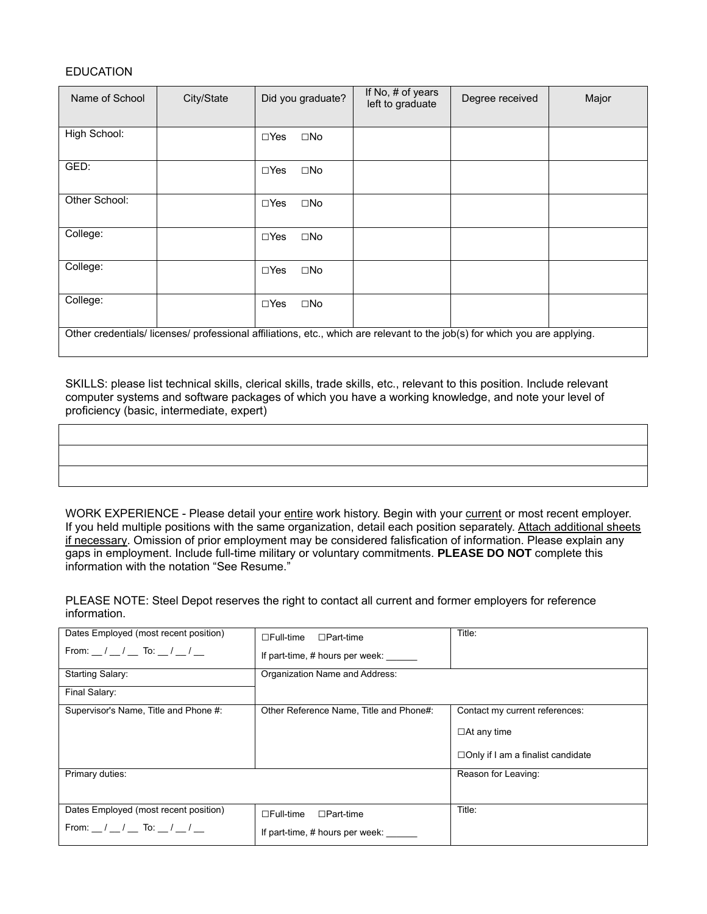EDUCATION

| Name of School | City/State | Did you graduate? | If No, # of years left to graduate | Degree received | Major |
|---|---|---|---|---|---|
| High School: | | ☐Yes ☐No | | | |
| GED: | | ☐Yes ☐No | | | |
| Other School: | | ☐Yes ☐No | | | |
| College: | | ☐Yes ☐No | | | |
| College: | | ☐Yes ☐No | | | |
| College: | | ☐Yes ☐No | | | |
| Other credentials/ licenses/ professional affiliations, etc., which are relevant to the job(s) for which you are applying. | | | | | |

SKILLS: please list technical skills, clerical skills, trade skills, etc., relevant to this position. Include relevant computer systems and software packages of which you have a working knowledge, and note your level of proficiency (basic, intermediate, expert)

| |
|---|
| |
| |
| |

WORK EXPERIENCE - Please detail your entire work history. Begin with your current or most recent employer. If you held multiple positions with the same organization, detail each position separately. Attach additional sheets if necessary. Omission of prior employment may be considered falsification of information. Please explain any gaps in employment. Include full-time military or voluntary commitments. **PLEASE DO NOT** complete this information with the notation "See Resume."

PLEASE NOTE: Steel Depot reserves the right to contact all current and former employers for reference information.

| | | |
|---|---|---|
| Dates Employed (most recent position)<br>From: __ / __ / __ To: __ / __ / __ | ☐Full-time ☐Part-time<br>If part-time, # hours per week: ______ | Title: |
| Starting Salary: | Organization Name and Address: | |
| Final Salary: | | |
| Supervisor's Name, Title and Phone #: | Other Reference Name, Title and Phone#: | Contact my current references:<br>☐At any time<br>☐Only if I am a finalist candidate |
| Primary duties: | | Reason for Leaving: |
| Dates Employed (most recent position)<br>From: __ / __ / __ To: __ / __ / __ | ☐Full-time ☐Part-time<br>If part-time, # hours per week: ______ | Title: |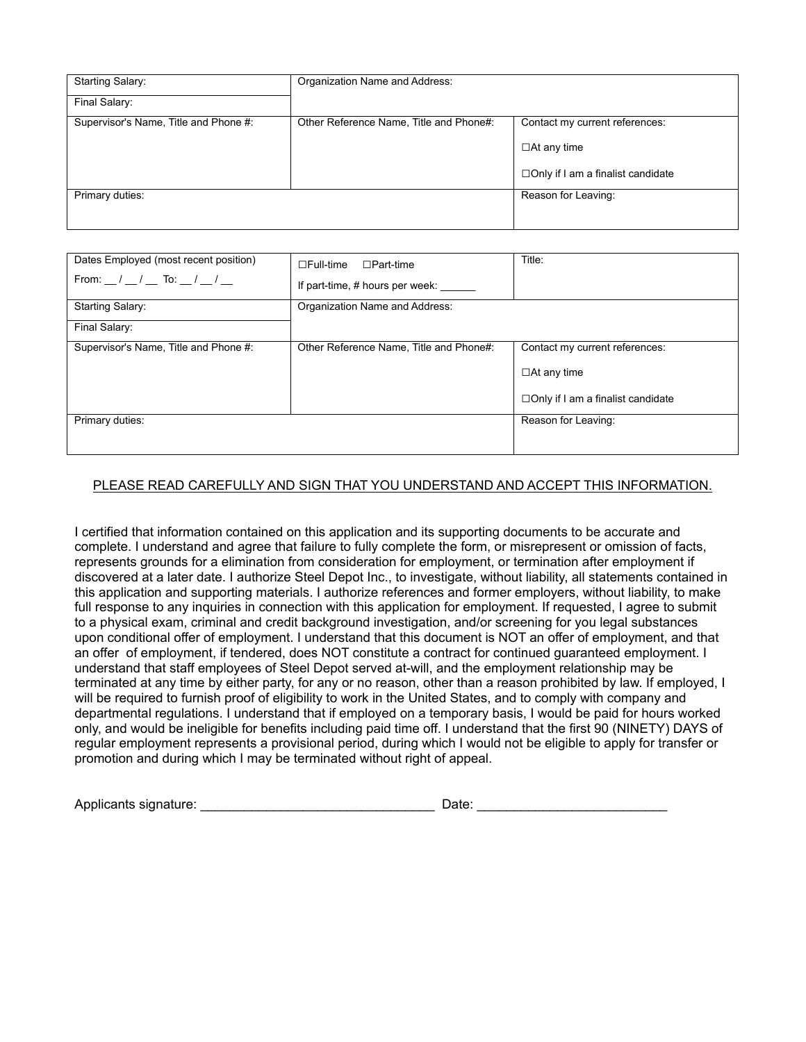| Starting Salary: | Organization Name and Address: | |
|---|---|---|
| Final Salary: | | |
| Supervisor's Name, Title and Phone #: | Other Reference Name, Title and Phone#: | Contact my current references:<br><br>☐At any time<br><br>☐Only if I am a finalist candidate |
| Primary duties: | | Reason for Leaving: |

| Dates Employed (most recent position)<br><br>From: __ / __ / __ To: __ / __ / __ | ☐Full-time ☐Part-time<br><br>If part-time, # hours per week: ______ | Title: |
|---|---|---|
| Starting Salary: | Organization Name and Address: | |
| Final Salary: | | |
| Supervisor's Name, Title and Phone #: | Other Reference Name, Title and Phone#: | Contact my current references:<br><br>☐At any time<br><br>☐Only if I am a finalist candidate |
| Primary duties: | | Reason for Leaving: |

PLEASE READ CAREFULLY AND SIGN THAT YOU UNDERSTAND AND ACCEPT THIS INFORMATION.

I certified that information contained on this application and its supporting documents to be accurate and complete. I understand and agree that failure to fully complete the form, or misrepresent or omission of facts, represents grounds for a elimination from consideration for employment, or termination after employment if discovered at a later date. I authorize Steel Depot Inc., to investigate, without liability, all statements contained in this application and supporting materials. I authorize references and former employers, without liability, to make full response to any inquiries in connection with this application for employment. If requested, I agree to submit to a physical exam, criminal and credit background investigation, and/or screening for you legal substances upon conditional offer of employment. I understand that this document is NOT an offer of employment, and that an offer of employment, if tendered, does NOT constitute a contract for continued guaranteed employment. I understand that staff employees of Steel Depot served at-will, and the employment relationship may be terminated at any time by either party, for any or no reason, other than a reason prohibited by law. If employed, I will be required to furnish proof of eligibility to work in the United States, and to comply with company and departmental regulations. I understand that if employed on a temporary basis, I would be paid for hours worked only, and would be ineligible for benefits including paid time off. I understand that the first 90 (NINETY) DAYS of regular employment represents a provisional period, during which I would not be eligible to apply for transfer or promotion and during which I may be terminated without right of appeal.

Applicants signature: ________________________________ Date: _________________________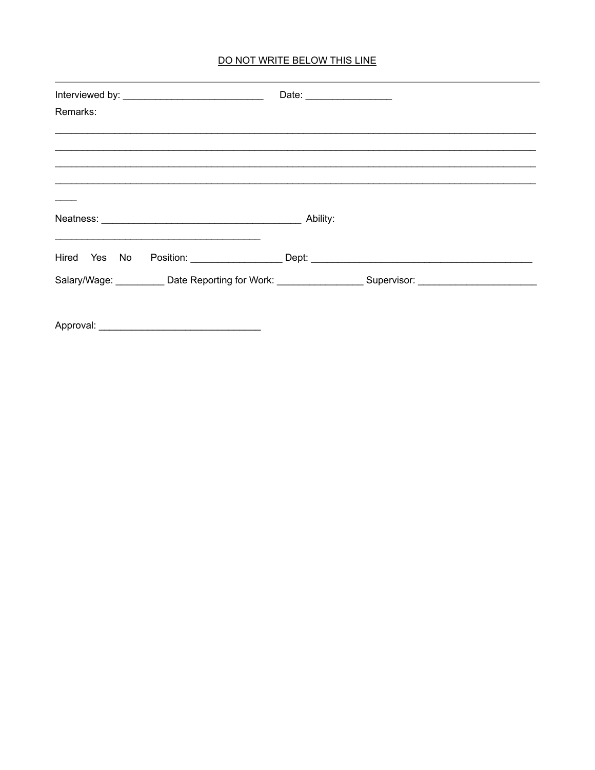DO NOT WRITE BELOW THIS LINE

---

Interviewed by: ___________________________ Date: ________________

Remarks:

_______________________________________________________________________________________________

_______________________________________________________________________________________________

_______________________________________________________________________________________________

_______________________________________________________________________________________________

____

Neatness: ________________________________________ Ability:

_________________________________________

Hired Yes No Position: _________________ Dept: _____________________________________________

Salary/Wage: _________ Date Reporting for Work: ________________ Supervisor: ______________________

Approval: ______________________________